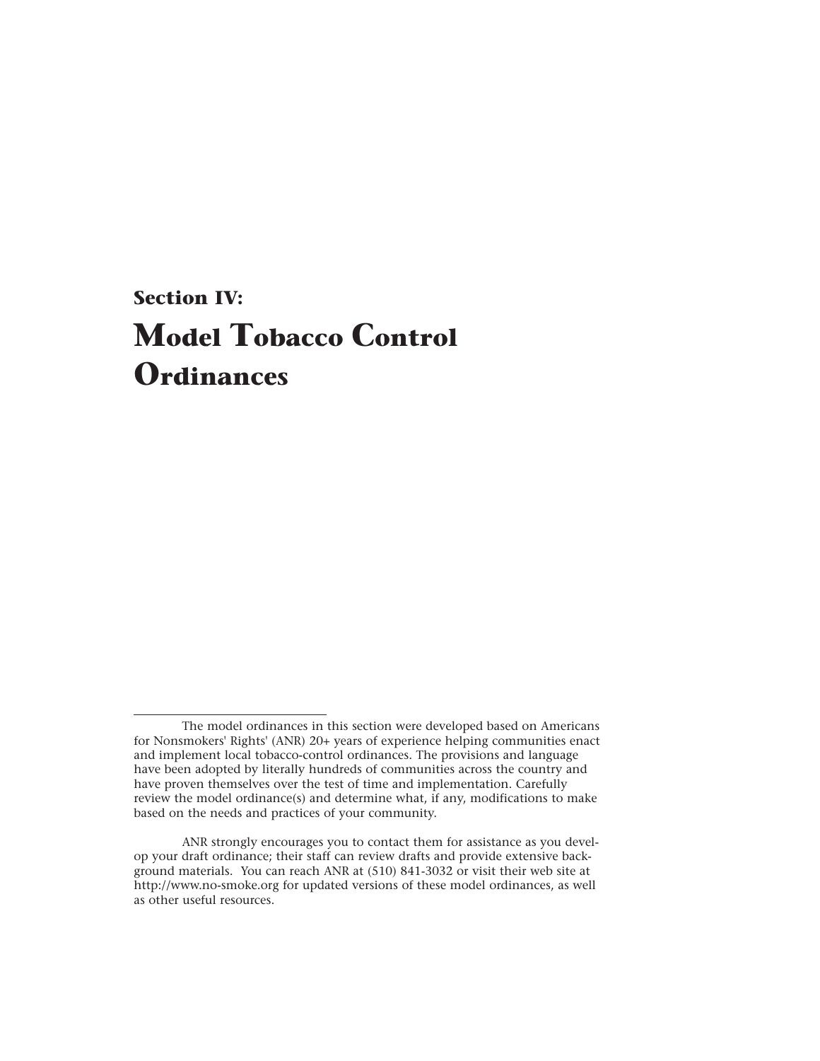# Section IV:

# Model Tobacco Control Ordinances

---

The model ordinances in this section were developed based on Americans for Nonsmokers' Rights' (ANR) 20+ years of experience helping communities enact and implement local tobacco-control ordinances. The provisions and language have been adopted by literally hundreds of communities across the country and have proven themselves over the test of time and implementation. Carefully review the model ordinance(s) and determine what, if any, modifications to make based on the needs and practices of your community.

ANR strongly encourages you to contact them for assistance as you develop your draft ordinance; their staff can review drafts and provide extensive background materials. You can reach ANR at (510) 841-3032 or visit their web site at http://www.no-smoke.org for updated versions of these model ordinances, as well as other useful resources.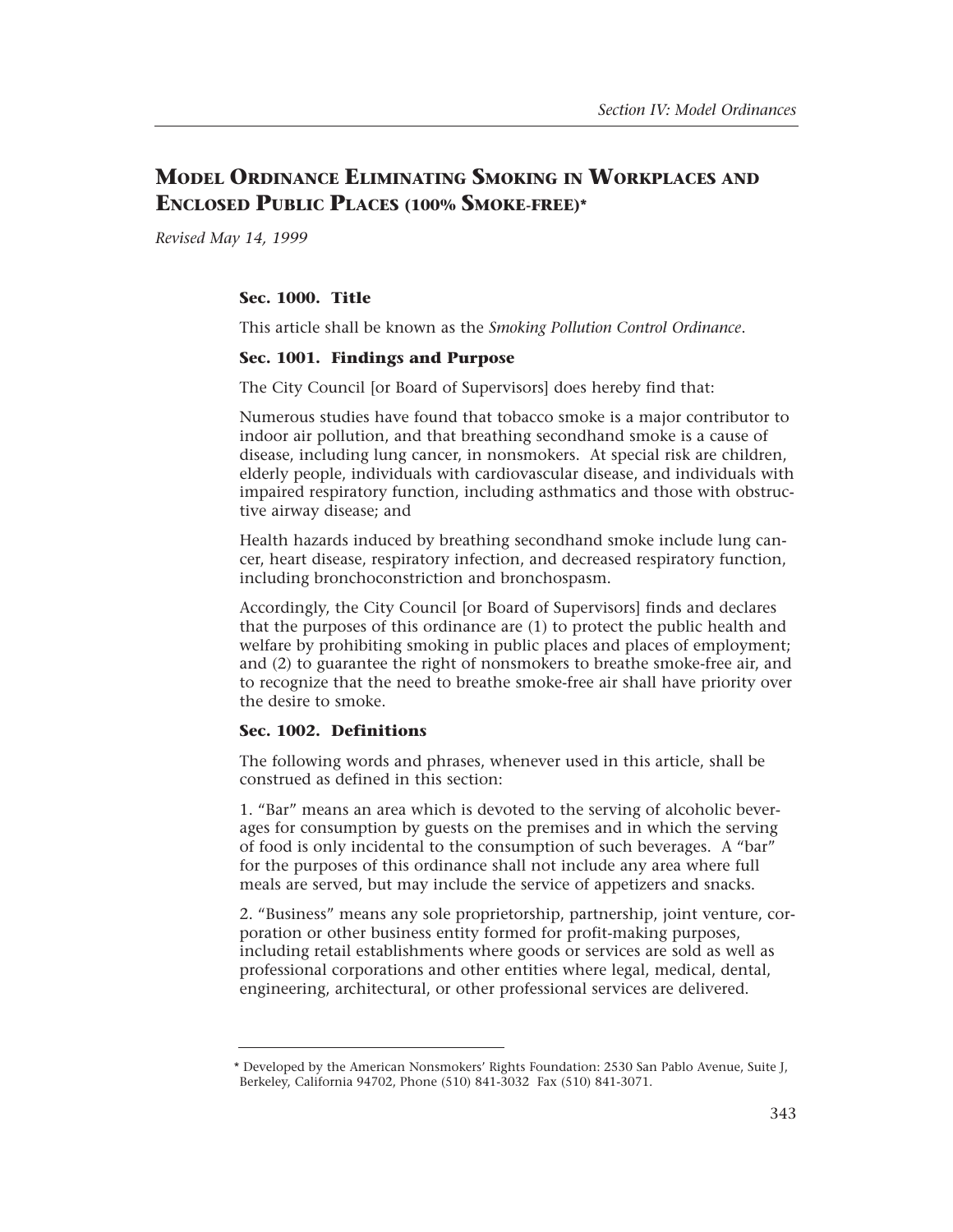## Model Ordinance Eliminating Smoking in Workplaces and Enclosed Public Places (100% Smoke-free)*

*Revised May 14, 1999*

### Sec. 1000. Title

This article shall be known as the *Smoking Pollution Control Ordinance*.

### Sec. 1001. Findings and Purpose

The City Council [or Board of Supervisors] does hereby find that:

Numerous studies have found that tobacco smoke is a major contributor to indoor air pollution, and that breathing secondhand smoke is a cause of disease, including lung cancer, in nonsmokers. At special risk are children, elderly people, individuals with cardiovascular disease, and individuals with impaired respiratory function, including asthmatics and those with obstructive airway disease; and

Health hazards induced by breathing secondhand smoke include lung cancer, heart disease, respiratory infection, and decreased respiratory function, including bronchoconstriction and bronchospasm.

Accordingly, the City Council [or Board of Supervisors] finds and declares that the purposes of this ordinance are (1) to protect the public health and welfare by prohibiting smoking in public places and places of employment; and (2) to guarantee the right of nonsmokers to breathe smoke-free air, and to recognize that the need to breathe smoke-free air shall have priority over the desire to smoke.

### Sec. 1002. Definitions

The following words and phrases, whenever used in this article, shall be construed as defined in this section:

1. "Bar" means an area which is devoted to the serving of alcoholic beverages for consumption by guests on the premises and in which the serving of food is only incidental to the consumption of such beverages. A "bar" for the purposes of this ordinance shall not include any area where full meals are served, but may include the service of appetizers and snacks.

2. "Business" means any sole proprietorship, partnership, joint venture, corporation or other business entity formed for profit-making purposes, including retail establishments where goods or services are sold as well as professional corporations and other entities where legal, medical, dental, engineering, architectural, or other professional services are delivered.

---

* Developed by the American Nonsmokers' Rights Foundation: 2530 San Pablo Avenue, Suite J, Berkeley, California 94702, Phone (510) 841-3032 Fax (510) 841-3071.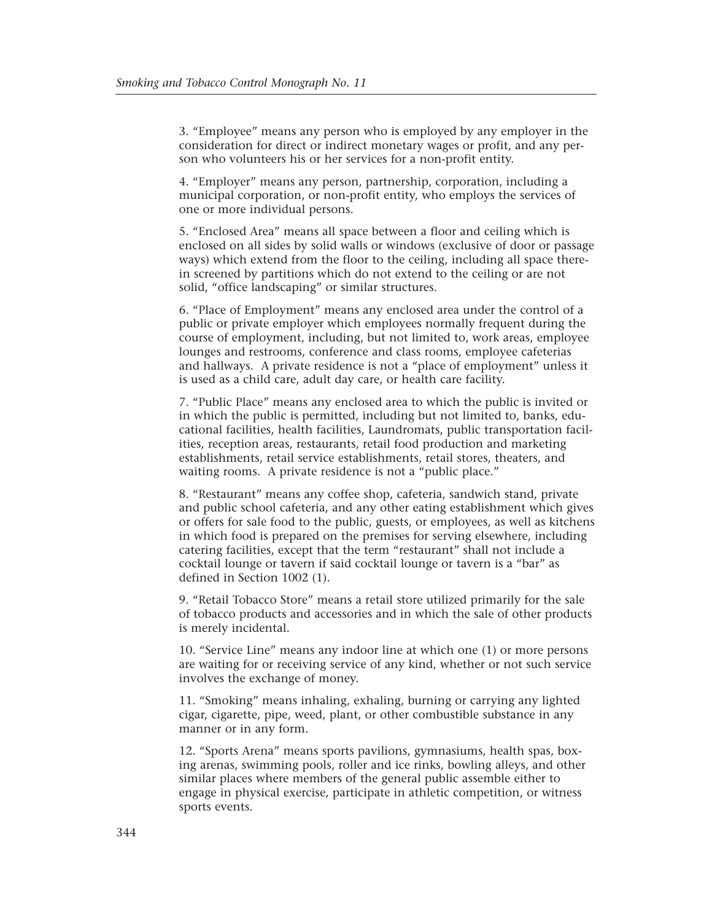3. "Employee" means any person who is employed by any employer in the consideration for direct or indirect monetary wages or profit, and any person who volunteers his or her services for a non-profit entity.

4. "Employer" means any person, partnership, corporation, including a municipal corporation, or non-profit entity, who employs the services of one or more individual persons.

5. "Enclosed Area" means all space between a floor and ceiling which is enclosed on all sides by solid walls or windows (exclusive of door or passage ways) which extend from the floor to the ceiling, including all space therein screened by partitions which do not extend to the ceiling or are not solid, "office landscaping" or similar structures.

6. "Place of Employment" means any enclosed area under the control of a public or private employer which employees normally frequent during the course of employment, including, but not limited to, work areas, employee lounges and restrooms, conference and class rooms, employee cafeterias and hallways. A private residence is not a "place of employment" unless it is used as a child care, adult day care, or health care facility.

7. "Public Place" means any enclosed area to which the public is invited or in which the public is permitted, including but not limited to, banks, educational facilities, health facilities, Laundromats, public transportation facilities, reception areas, restaurants, retail food production and marketing establishments, retail service establishments, retail stores, theaters, and waiting rooms. A private residence is not a "public place."

8. "Restaurant" means any coffee shop, cafeteria, sandwich stand, private and public school cafeteria, and any other eating establishment which gives or offers for sale food to the public, guests, or employees, as well as kitchens in which food is prepared on the premises for serving elsewhere, including catering facilities, except that the term "restaurant" shall not include a cocktail lounge or tavern if said cocktail lounge or tavern is a "bar" as defined in Section 1002 (1).

9. "Retail Tobacco Store" means a retail store utilized primarily for the sale of tobacco products and accessories and in which the sale of other products is merely incidental.

10. "Service Line" means any indoor line at which one (1) or more persons are waiting for or receiving service of any kind, whether or not such service involves the exchange of money.

11. "Smoking" means inhaling, exhaling, burning or carrying any lighted cigar, cigarette, pipe, weed, plant, or other combustible substance in any manner or in any form.

12. "Sports Arena" means sports pavilions, gymnasiums, health spas, boxing arenas, swimming pools, roller and ice rinks, bowling alleys, and other similar places where members of the general public assemble either to engage in physical exercise, participate in athletic competition, or witness sports events.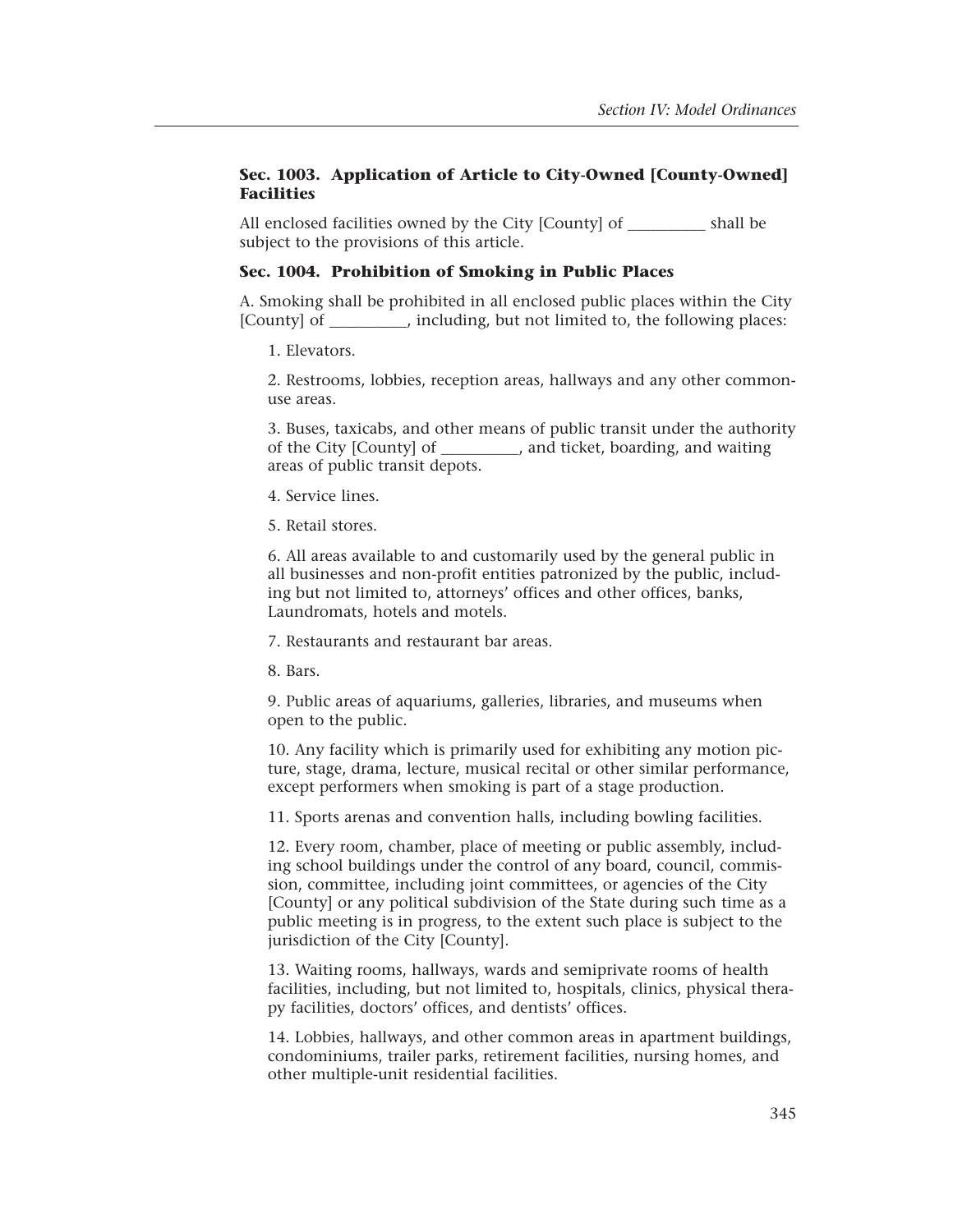### Sec. 1003. Application of Article to City-Owned [County-Owned] Facilities

All enclosed facilities owned by the City [County] of _________ shall be subject to the provisions of this article.

### Sec. 1004. Prohibition of Smoking in Public Places

A. Smoking shall be prohibited in all enclosed public places within the City [County] of _________, including, but not limited to, the following places:

1. Elevators.

2. Restrooms, lobbies, reception areas, hallways and any other common-use areas.

3. Buses, taxicabs, and other means of public transit under the authority of the City [County] of _________, and ticket, boarding, and waiting areas of public transit depots.

4. Service lines.

5. Retail stores.

6. All areas available to and customarily used by the general public in all businesses and non-profit entities patronized by the public, including but not limited to, attorneys' offices and other offices, banks, Laundromats, hotels and motels.

7. Restaurants and restaurant bar areas.

8. Bars.

9. Public areas of aquariums, galleries, libraries, and museums when open to the public.

10. Any facility which is primarily used for exhibiting any motion picture, stage, drama, lecture, musical recital or other similar performance, except performers when smoking is part of a stage production.

11. Sports arenas and convention halls, including bowling facilities.

12. Every room, chamber, place of meeting or public assembly, including school buildings under the control of any board, council, commission, committee, including joint committees, or agencies of the City [County] or any political subdivision of the State during such time as a public meeting is in progress, to the extent such place is subject to the jurisdiction of the City [County].

13. Waiting rooms, hallways, wards and semiprivate rooms of health facilities, including, but not limited to, hospitals, clinics, physical therapy facilities, doctors' offices, and dentists' offices.

14. Lobbies, hallways, and other common areas in apartment buildings, condominiums, trailer parks, retirement facilities, nursing homes, and other multiple-unit residential facilities.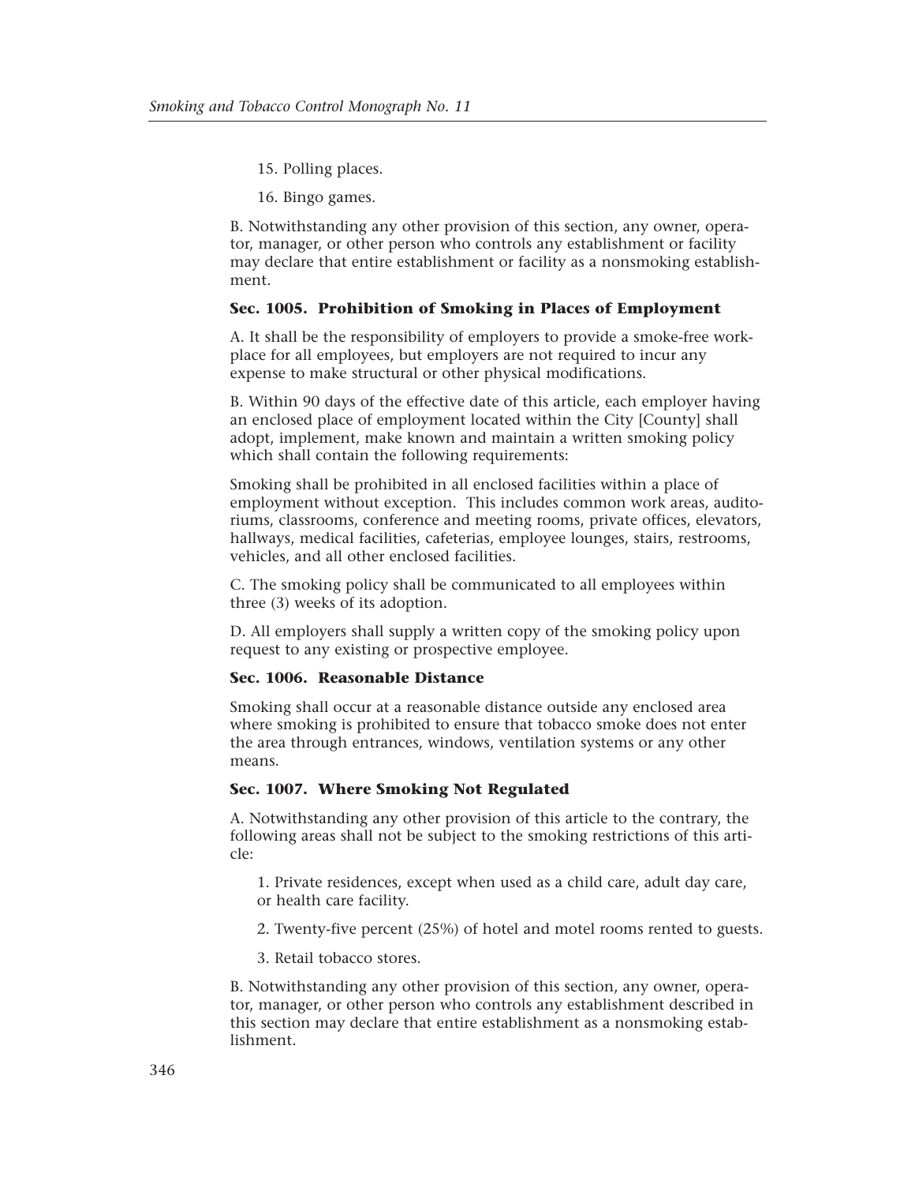15. Polling places.

16. Bingo games.

B. Notwithstanding any other provision of this section, any owner, operator, manager, or other person who controls any establishment or facility may declare that entire establishment or facility as a nonsmoking establishment.

### Sec. 1005. Prohibition of Smoking in Places of Employment

A. It shall be the responsibility of employers to provide a smoke-free workplace for all employees, but employers are not required to incur any expense to make structural or other physical modifications.

B. Within 90 days of the effective date of this article, each employer having an enclosed place of employment located within the City [County] shall adopt, implement, make known and maintain a written smoking policy which shall contain the following requirements:

Smoking shall be prohibited in all enclosed facilities within a place of employment without exception. This includes common work areas, auditoriums, classrooms, conference and meeting rooms, private offices, elevators, hallways, medical facilities, cafeterias, employee lounges, stairs, restrooms, vehicles, and all other enclosed facilities.

C. The smoking policy shall be communicated to all employees within three (3) weeks of its adoption.

D. All employers shall supply a written copy of the smoking policy upon request to any existing or prospective employee.

### Sec. 1006. Reasonable Distance

Smoking shall occur at a reasonable distance outside any enclosed area where smoking is prohibited to ensure that tobacco smoke does not enter the area through entrances, windows, ventilation systems or any other means.

### Sec. 1007. Where Smoking Not Regulated

A. Notwithstanding any other provision of this article to the contrary, the following areas shall not be subject to the smoking restrictions of this article:

1. Private residences, except when used as a child care, adult day care, or health care facility.

2. Twenty-five percent (25%) of hotel and motel rooms rented to guests.

3. Retail tobacco stores.

B. Notwithstanding any other provision of this section, any owner, operator, manager, or other person who controls any establishment described in this section may declare that entire establishment as a nonsmoking establishment.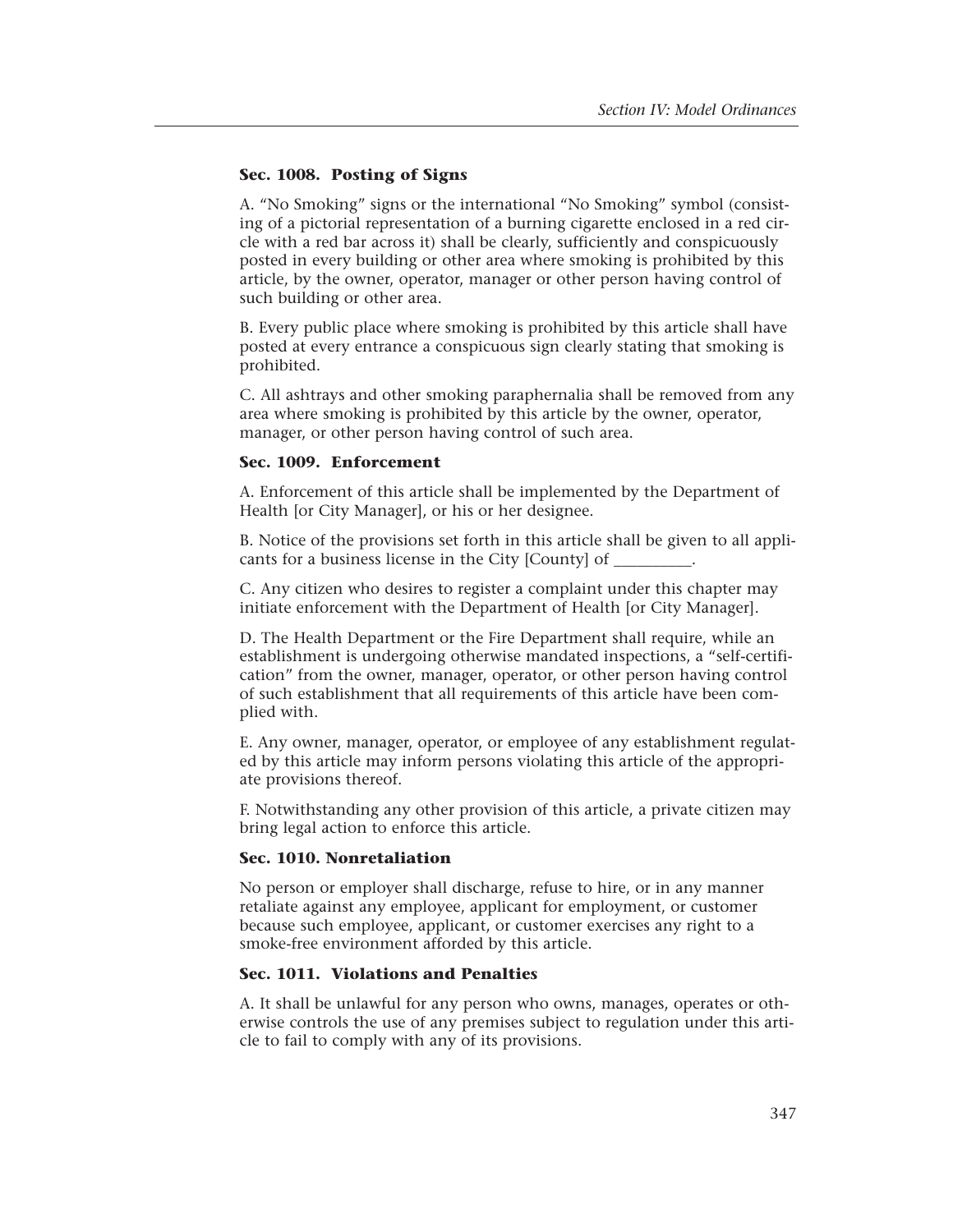### Sec. 1008. Posting of Signs

A. "No Smoking" signs or the international "No Smoking" symbol (consisting of a pictorial representation of a burning cigarette enclosed in a red circle with a red bar across it) shall be clearly, sufficiently and conspicuously posted in every building or other area where smoking is prohibited by this article, by the owner, operator, manager or other person having control of such building or other area.

B. Every public place where smoking is prohibited by this article shall have posted at every entrance a conspicuous sign clearly stating that smoking is prohibited.

C. All ashtrays and other smoking paraphernalia shall be removed from any area where smoking is prohibited by this article by the owner, operator, manager, or other person having control of such area.

### Sec. 1009. Enforcement

A. Enforcement of this article shall be implemented by the Department of Health [or City Manager], or his or her designee.

B. Notice of the provisions set forth in this article shall be given to all applicants for a business license in the City [County] of _________.

C. Any citizen who desires to register a complaint under this chapter may initiate enforcement with the Department of Health [or City Manager].

D. The Health Department or the Fire Department shall require, while an establishment is undergoing otherwise mandated inspections, a "self-certification" from the owner, manager, operator, or other person having control of such establishment that all requirements of this article have been complied with.

E. Any owner, manager, operator, or employee of any establishment regulated by this article may inform persons violating this article of the appropriate provisions thereof.

F. Notwithstanding any other provision of this article, a private citizen may bring legal action to enforce this article.

### Sec. 1010. Nonretaliation

No person or employer shall discharge, refuse to hire, or in any manner retaliate against any employee, applicant for employment, or customer because such employee, applicant, or customer exercises any right to a smoke-free environment afforded by this article.

### Sec. 1011. Violations and Penalties

A. It shall be unlawful for any person who owns, manages, operates or otherwise controls the use of any premises subject to regulation under this article to fail to comply with any of its provisions.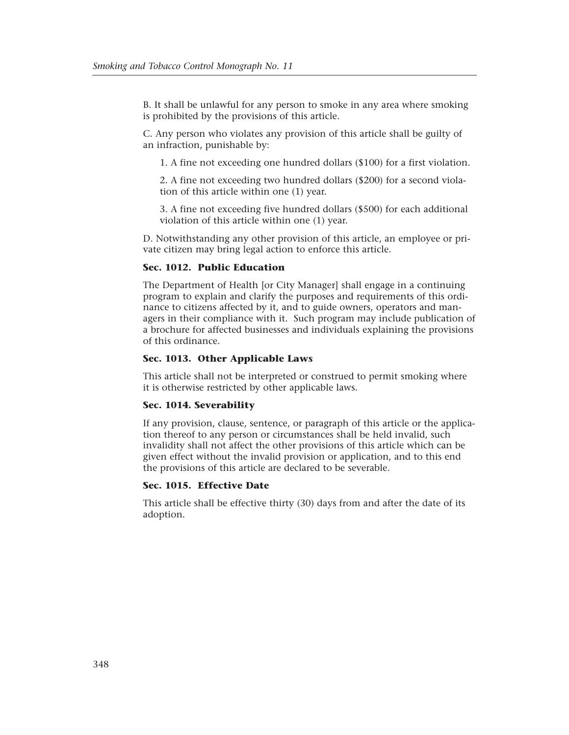B. It shall be unlawful for any person to smoke in any area where smoking is prohibited by the provisions of this article.

C. Any person who violates any provision of this article shall be guilty of an infraction, punishable by:

1. A fine not exceeding one hundred dollars ($100) for a first violation.

2. A fine not exceeding two hundred dollars ($200) for a second violation of this article within one (1) year.

3. A fine not exceeding five hundred dollars ($500) for each additional violation of this article within one (1) year.

D. Notwithstanding any other provision of this article, an employee or private citizen may bring legal action to enforce this article.

**Sec. 1012. Public Education**

The Department of Health [or City Manager] shall engage in a continuing program to explain and clarify the purposes and requirements of this ordinance to citizens affected by it, and to guide owners, operators and managers in their compliance with it. Such program may include publication of a brochure for affected businesses and individuals explaining the provisions of this ordinance.

**Sec. 1013. Other Applicable Laws**

This article shall not be interpreted or construed to permit smoking where it is otherwise restricted by other applicable laws.

**Sec. 1014. Severability**

If any provision, clause, sentence, or paragraph of this article or the application thereof to any person or circumstances shall be held invalid, such invalidity shall not affect the other provisions of this article which can be given effect without the invalid provision or application, and to this end the provisions of this article are declared to be severable.

**Sec. 1015. Effective Date**

This article shall be effective thirty (30) days from and after the date of its adoption.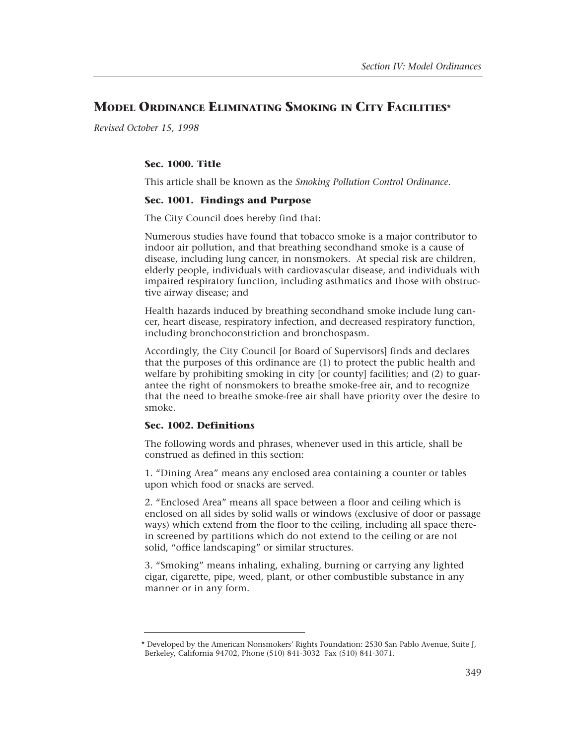## Model Ordinance Eliminating Smoking in City Facilities*

*Revised October 15, 1998*

**Sec. 1000. Title**

This article shall be known as the *Smoking Pollution Control Ordinance*.

**Sec. 1001. Findings and Purpose**

The City Council does hereby find that:

Numerous studies have found that tobacco smoke is a major contributor to indoor air pollution, and that breathing secondhand smoke is a cause of disease, including lung cancer, in nonsmokers. At special risk are children, elderly people, individuals with cardiovascular disease, and individuals with impaired respiratory function, including asthmatics and those with obstructive airway disease; and

Health hazards induced by breathing secondhand smoke include lung cancer, heart disease, respiratory infection, and decreased respiratory function, including bronchoconstriction and bronchospasm.

Accordingly, the City Council [or Board of Supervisors] finds and declares that the purposes of this ordinance are (1) to protect the public health and welfare by prohibiting smoking in city [or county] facilities; and (2) to guarantee the right of nonsmokers to breathe smoke-free air, and to recognize that the need to breathe smoke-free air shall have priority over the desire to smoke.

**Sec. 1002. Definitions**

The following words and phrases, whenever used in this article, shall be construed as defined in this section:

1. "Dining Area" means any enclosed area containing a counter or tables upon which food or snacks are served.

2. "Enclosed Area" means all space between a floor and ceiling which is enclosed on all sides by solid walls or windows (exclusive of door or passage ways) which extend from the floor to the ceiling, including all space therein screened by partitions which do not extend to the ceiling or are not solid, "office landscaping" or similar structures.

3. "Smoking" means inhaling, exhaling, burning or carrying any lighted cigar, cigarette, pipe, weed, plant, or other combustible substance in any manner or in any form.

---

* Developed by the American Nonsmokers' Rights Foundation: 2530 San Pablo Avenue, Suite J, Berkeley, California 94702, Phone (510) 841-3032 Fax (510) 841-3071.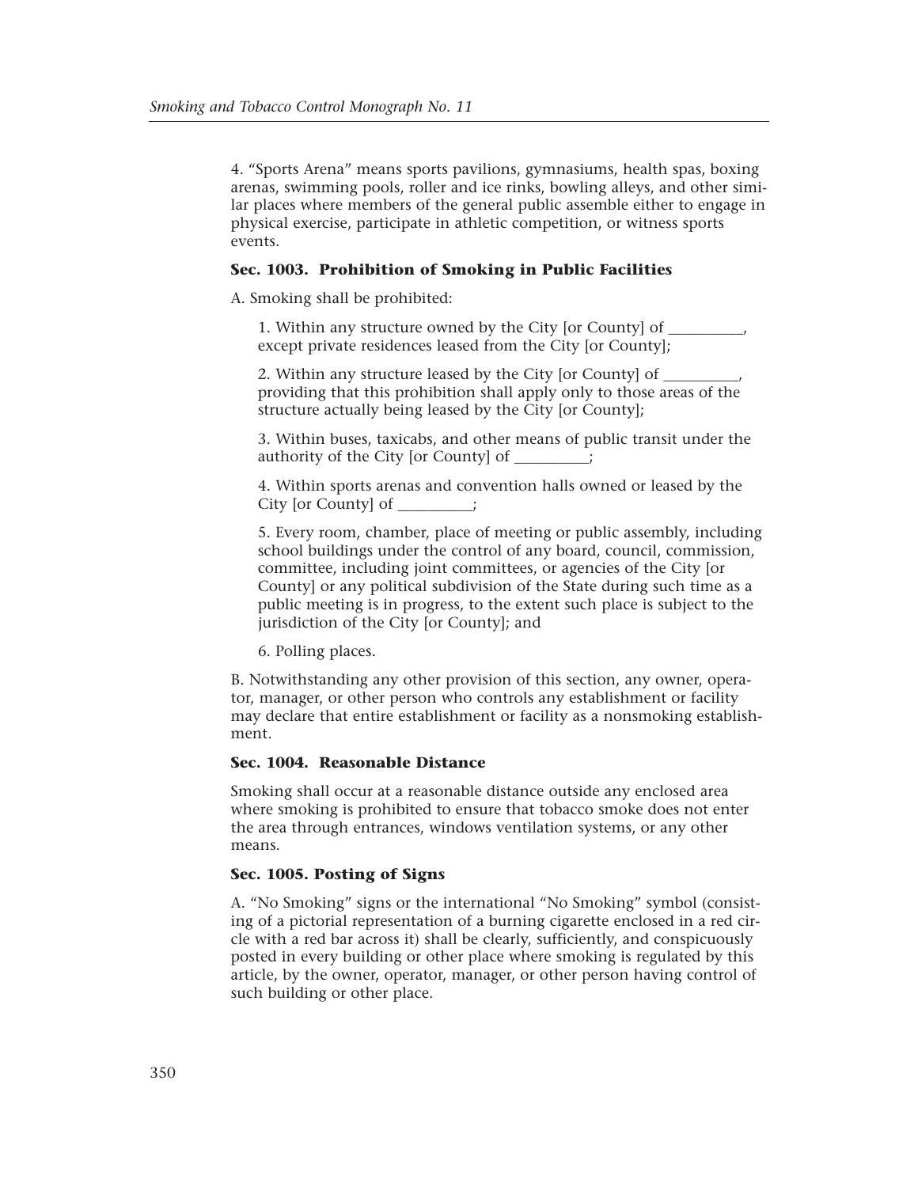4. “Sports Arena” means sports pavilions, gymnasiums, health spas, boxing arenas, swimming pools, roller and ice rinks, bowling alleys, and other similar places where members of the general public assemble either to engage in physical exercise, participate in athletic competition, or witness sports events.

### Sec. 1003. Prohibition of Smoking in Public Facilities

A. Smoking shall be prohibited:

1. Within any structure owned by the City [or County] of _________, except private residences leased from the City [or County];

2. Within any structure leased by the City [or County] of _________, providing that this prohibition shall apply only to those areas of the structure actually being leased by the City [or County];

3. Within buses, taxicabs, and other means of public transit under the authority of the City [or County] of _________;

4. Within sports arenas and convention halls owned or leased by the City [or County] of _________;

5. Every room, chamber, place of meeting or public assembly, including school buildings under the control of any board, council, commission, committee, including joint committees, or agencies of the City [or County] or any political subdivision of the State during such time as a public meeting is in progress, to the extent such place is subject to the jurisdiction of the City [or County]; and

6. Polling places.

B. Notwithstanding any other provision of this section, any owner, operator, manager, or other person who controls any establishment or facility may declare that entire establishment or facility as a nonsmoking establishment.

### Sec. 1004. Reasonable Distance

Smoking shall occur at a reasonable distance outside any enclosed area where smoking is prohibited to ensure that tobacco smoke does not enter the area through entrances, windows ventilation systems, or any other means.

### Sec. 1005. Posting of Signs

A. “No Smoking” signs or the international “No Smoking” symbol (consisting of a pictorial representation of a burning cigarette enclosed in a red circle with a red bar across it) shall be clearly, sufficiently, and conspicuously posted in every building or other place where smoking is regulated by this article, by the owner, operator, manager, or other person having control of such building or other place.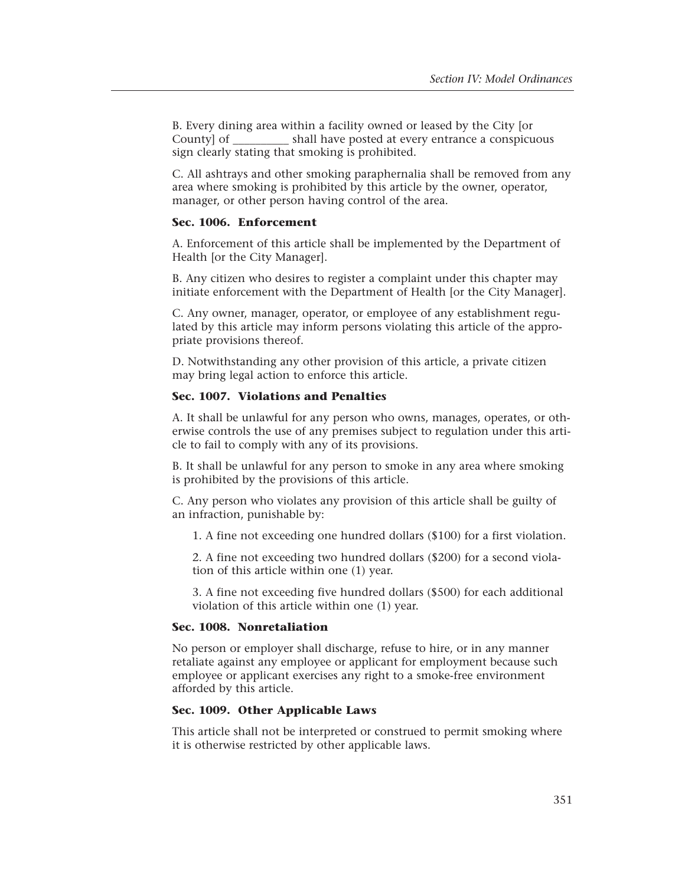B. Every dining area within a facility owned or leased by the City [or County] of _________ shall have posted at every entrance a conspicuous sign clearly stating that smoking is prohibited.

C. All ashtrays and other smoking paraphernalia shall be removed from any area where smoking is prohibited by this article by the owner, operator, manager, or other person having control of the area.

**Sec. 1006. Enforcement**

A. Enforcement of this article shall be implemented by the Department of Health [or the City Manager].

B. Any citizen who desires to register a complaint under this chapter may initiate enforcement with the Department of Health [or the City Manager].

C. Any owner, manager, operator, or employee of any establishment regulated by this article may inform persons violating this article of the appropriate provisions thereof.

D. Notwithstanding any other provision of this article, a private citizen may bring legal action to enforce this article.

**Sec. 1007. Violations and Penalties**

A. It shall be unlawful for any person who owns, manages, operates, or otherwise controls the use of any premises subject to regulation under this article to fail to comply with any of its provisions.

B. It shall be unlawful for any person to smoke in any area where smoking is prohibited by the provisions of this article.

C. Any person who violates any provision of this article shall be guilty of an infraction, punishable by:

1. A fine not exceeding one hundred dollars ($100) for a first violation.

2. A fine not exceeding two hundred dollars ($200) for a second violation of this article within one (1) year.

3. A fine not exceeding five hundred dollars ($500) for each additional violation of this article within one (1) year.

**Sec. 1008. Nonretaliation**

No person or employer shall discharge, refuse to hire, or in any manner retaliate against any employee or applicant for employment because such employee or applicant exercises any right to a smoke-free environment afforded by this article.

**Sec. 1009. Other Applicable Laws**

This article shall not be interpreted or construed to permit smoking where it is otherwise restricted by other applicable laws.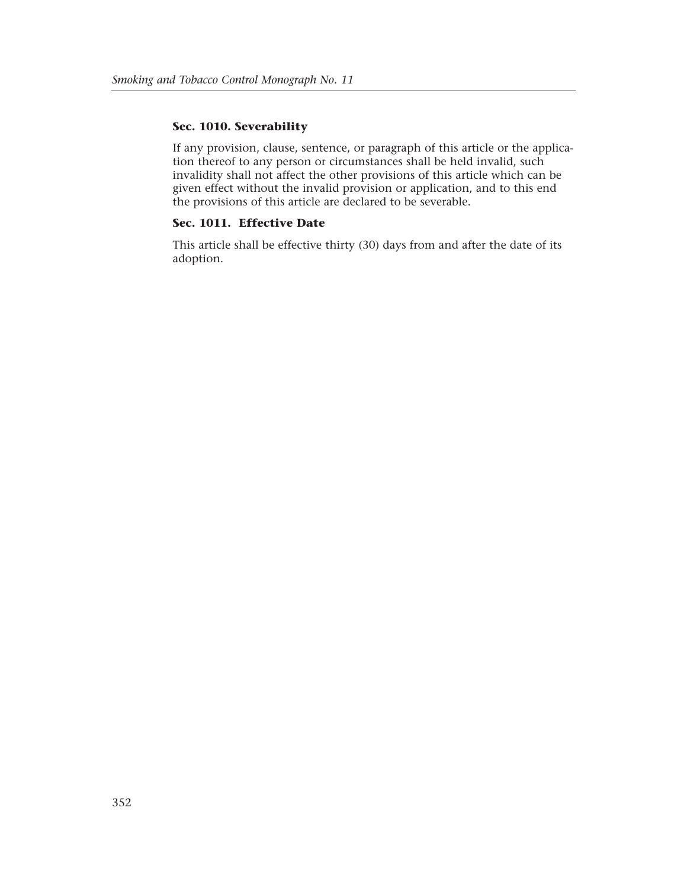### Sec. 1010. Severability

If any provision, clause, sentence, or paragraph of this article or the application thereof to any person or circumstances shall be held invalid, such invalidity shall not affect the other provisions of this article which can be given effect without the invalid provision or application, and to this end the provisions of this article are declared to be severable.

### Sec. 1011. Effective Date

This article shall be effective thirty (30) days from and after the date of its adoption.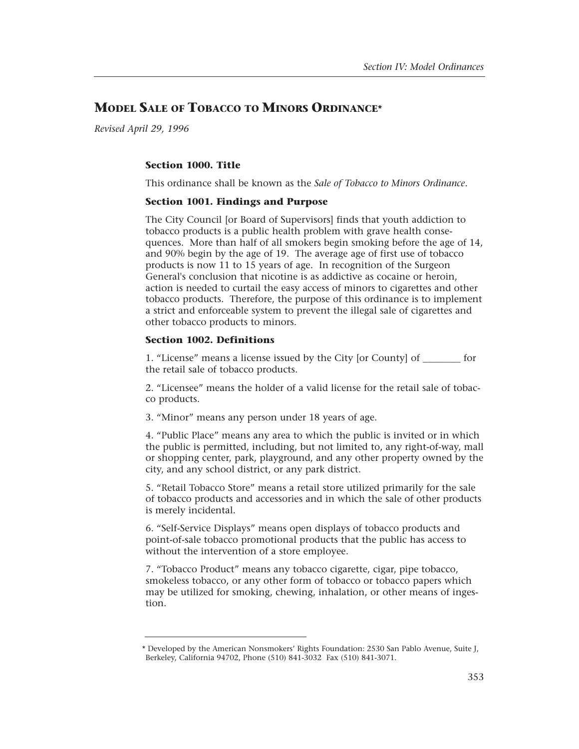## Model Sale of Tobacco to Minors Ordinance*

*Revised April 29, 1996*

### Section 1000. Title

This ordinance shall be known as the *Sale of Tobacco to Minors Ordinance*.

### Section 1001. Findings and Purpose

The City Council [or Board of Supervisors] finds that youth addiction to tobacco products is a public health problem with grave health consequences. More than half of all smokers begin smoking before the age of 14, and 90% begin by the age of 19. The average age of first use of tobacco products is now 11 to 15 years of age. In recognition of the Surgeon General's conclusion that nicotine is as addictive as cocaine or heroin, action is needed to curtail the easy access of minors to cigarettes and other tobacco products. Therefore, the purpose of this ordinance is to implement a strict and enforceable system to prevent the illegal sale of cigarettes and other tobacco products to minors.

### Section 1002. Definitions

1. "License" means a license issued by the City [or County] of ________ for the retail sale of tobacco products.

2. "Licensee" means the holder of a valid license for the retail sale of tobacco products.

3. "Minor" means any person under 18 years of age.

4. "Public Place" means any area to which the public is invited or in which the public is permitted, including, but not limited to, any right-of-way, mall or shopping center, park, playground, and any other property owned by the city, and any school district, or any park district.

5. "Retail Tobacco Store" means a retail store utilized primarily for the sale of tobacco products and accessories and in which the sale of other products is merely incidental.

6. "Self-Service Displays" means open displays of tobacco products and point-of-sale tobacco promotional products that the public has access to without the intervention of a store employee.

7. "Tobacco Product" means any tobacco cigarette, cigar, pipe tobacco, smokeless tobacco, or any other form of tobacco or tobacco papers which may be utilized for smoking, chewing, inhalation, or other means of ingestion.

---

\* Developed by the American Nonsmokers' Rights Foundation: 2530 San Pablo Avenue, Suite J, Berkeley, California 94702, Phone (510) 841-3032 Fax (510) 841-3071.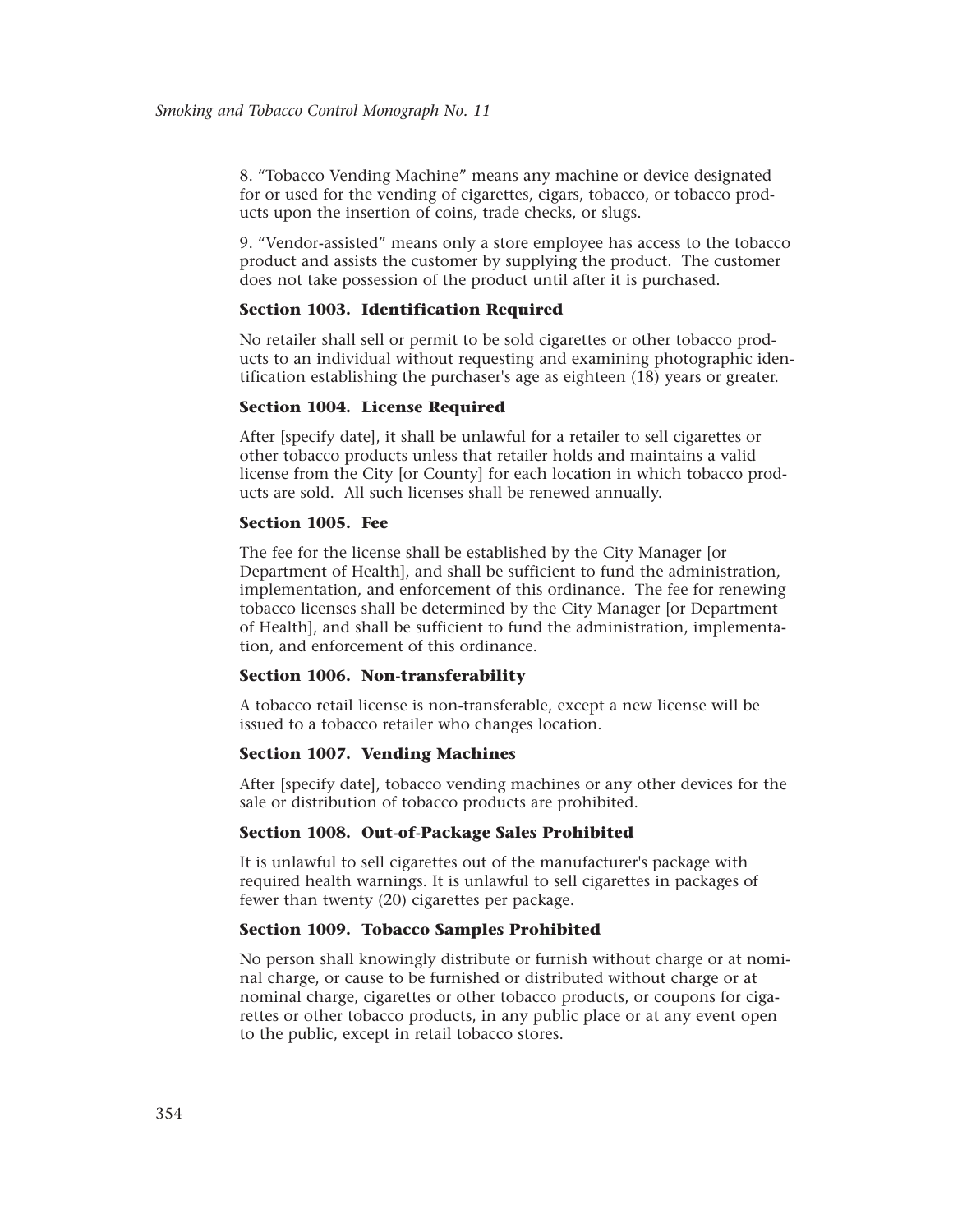8. “Tobacco Vending Machine” means any machine or device designated for or used for the vending of cigarettes, cigars, tobacco, or tobacco products upon the insertion of coins, trade checks, or slugs.

9. “Vendor-assisted” means only a store employee has access to the tobacco product and assists the customer by supplying the product. The customer does not take possession of the product until after it is purchased.

**Section 1003. Identification Required**

No retailer shall sell or permit to be sold cigarettes or other tobacco products to an individual without requesting and examining photographic identification establishing the purchaser's age as eighteen (18) years or greater.

**Section 1004. License Required**

After [specify date], it shall be unlawful for a retailer to sell cigarettes or other tobacco products unless that retailer holds and maintains a valid license from the City [or County] for each location in which tobacco products are sold. All such licenses shall be renewed annually.

**Section 1005. Fee**

The fee for the license shall be established by the City Manager [or Department of Health], and shall be sufficient to fund the administration, implementation, and enforcement of this ordinance. The fee for renewing tobacco licenses shall be determined by the City Manager [or Department of Health], and shall be sufficient to fund the administration, implementation, and enforcement of this ordinance.

**Section 1006. Non-transferability**

A tobacco retail license is non-transferable, except a new license will be issued to a tobacco retailer who changes location.

**Section 1007. Vending Machines**

After [specify date], tobacco vending machines or any other devices for the sale or distribution of tobacco products are prohibited.

**Section 1008. Out-of-Package Sales Prohibited**

It is unlawful to sell cigarettes out of the manufacturer's package with required health warnings. It is unlawful to sell cigarettes in packages of fewer than twenty (20) cigarettes per package.

**Section 1009. Tobacco Samples Prohibited**

No person shall knowingly distribute or furnish without charge or at nominal charge, or cause to be furnished or distributed without charge or at nominal charge, cigarettes or other tobacco products, or coupons for cigarettes or other tobacco products, in any public place or at any event open to the public, except in retail tobacco stores.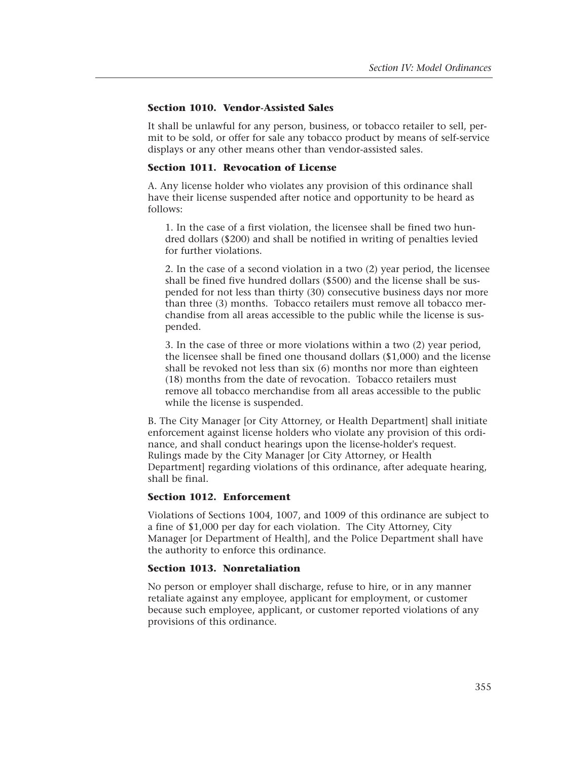### Section 1010. Vendor-Assisted Sales

It shall be unlawful for any person, business, or tobacco retailer to sell, permit to be sold, or offer for sale any tobacco product by means of self-service displays or any other means other than vendor-assisted sales.

### Section 1011. Revocation of License

A. Any license holder who violates any provision of this ordinance shall have their license suspended after notice and opportunity to be heard as follows:

1. In the case of a first violation, the licensee shall be fined two hundred dollars ($200) and shall be notified in writing of penalties levied for further violations.

2. In the case of a second violation in a two (2) year period, the licensee shall be fined five hundred dollars ($500) and the license shall be suspended for not less than thirty (30) consecutive business days nor more than three (3) months. Tobacco retailers must remove all tobacco merchandise from all areas accessible to the public while the license is suspended.

3. In the case of three or more violations within a two (2) year period, the licensee shall be fined one thousand dollars ($1,000) and the license shall be revoked not less than six (6) months nor more than eighteen (18) months from the date of revocation. Tobacco retailers must remove all tobacco merchandise from all areas accessible to the public while the license is suspended.

B. The City Manager [or City Attorney, or Health Department] shall initiate enforcement against license holders who violate any provision of this ordinance, and shall conduct hearings upon the license-holder's request. Rulings made by the City Manager [or City Attorney, or Health Department] regarding violations of this ordinance, after adequate hearing, shall be final.

### Section 1012. Enforcement

Violations of Sections 1004, 1007, and 1009 of this ordinance are subject to a fine of $1,000 per day for each violation. The City Attorney, City Manager [or Department of Health], and the Police Department shall have the authority to enforce this ordinance.

### Section 1013. Nonretaliation

No person or employer shall discharge, refuse to hire, or in any manner retaliate against any employee, applicant for employment, or customer because such employee, applicant, or customer reported violations of any provisions of this ordinance.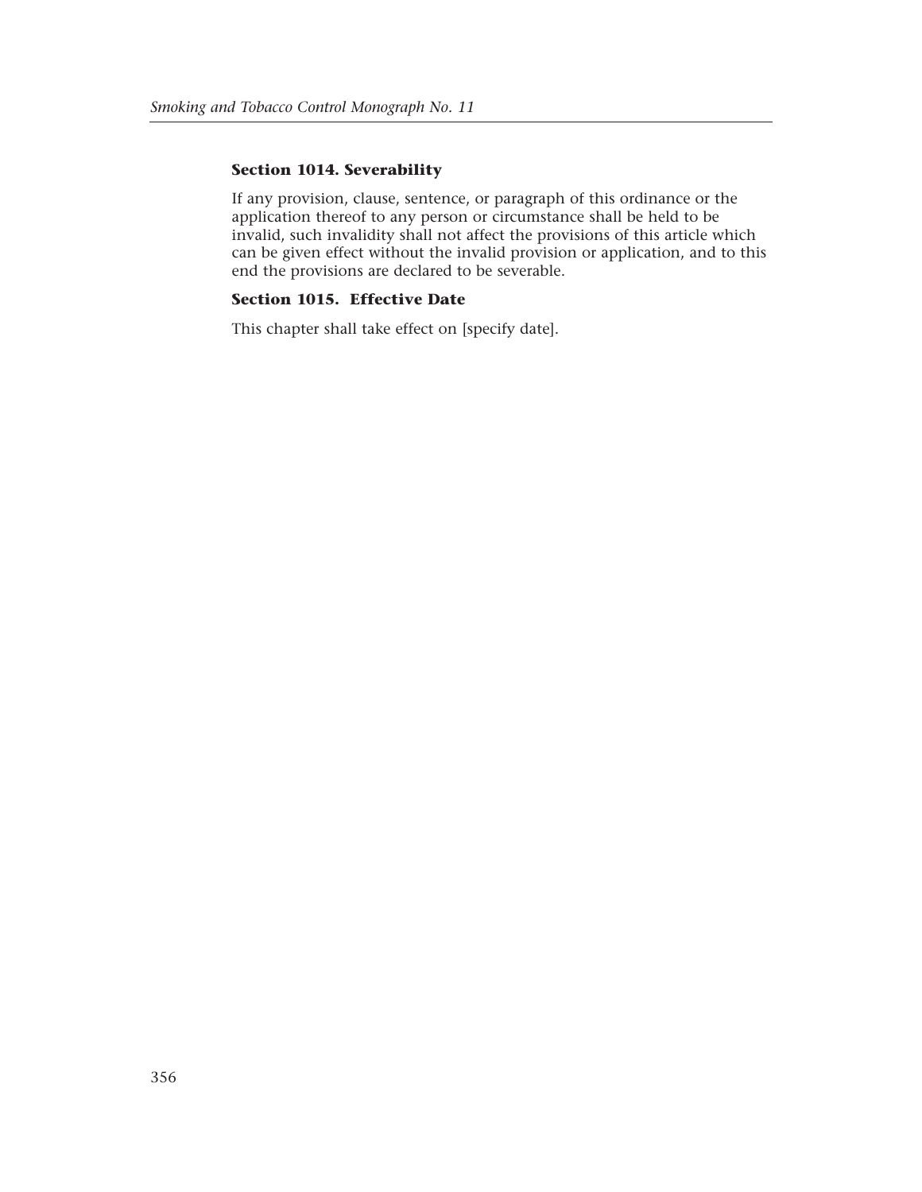### Section 1014. Severability

If any provision, clause, sentence, or paragraph of this ordinance or the application thereof to any person or circumstance shall be held to be invalid, such invalidity shall not affect the provisions of this article which can be given effect without the invalid provision or application, and to this end the provisions are declared to be severable.

### Section 1015. Effective Date

This chapter shall take effect on [specify date].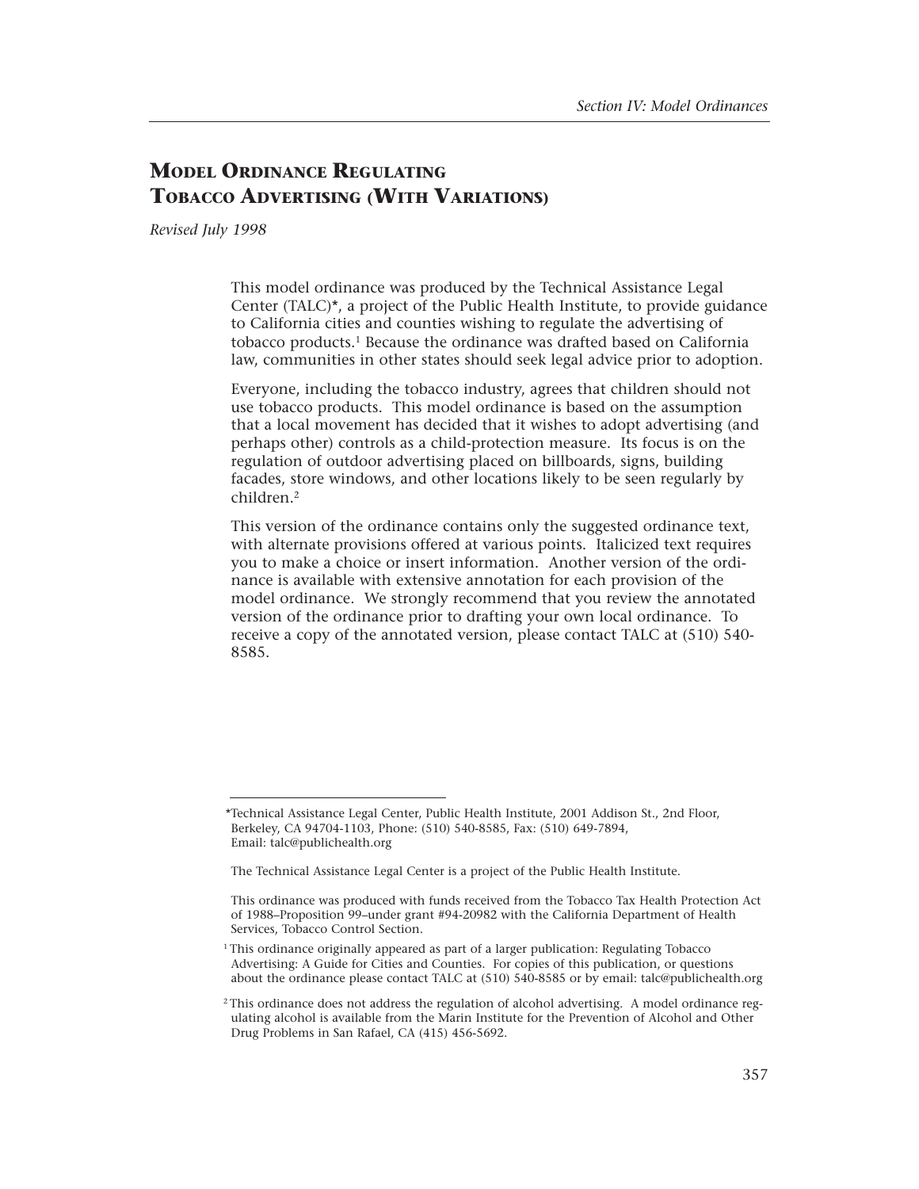# MODEL ORDINANCE REGULATING TOBACCO ADVERTISING (WITH VARIATIONS)

*Revised July 1998*

This model ordinance was produced by the Technical Assistance Legal Center (TALC)*, a project of the Public Health Institute, to provide guidance to California cities and counties wishing to regulate the advertising of tobacco products.[1] Because the ordinance was drafted based on California law, communities in other states should seek legal advice prior to adoption.

Everyone, including the tobacco industry, agrees that children should not use tobacco products. This model ordinance is based on the assumption that a local movement has decided that it wishes to adopt advertising (and perhaps other) controls as a child-protection measure. Its focus is on the regulation of outdoor advertising placed on billboards, signs, building facades, store windows, and other locations likely to be seen regularly by children.[2]

This version of the ordinance contains only the suggested ordinance text, with alternate provisions offered at various points. Italicized text requires you to make a choice or insert information. Another version of the ordinance is available with extensive annotation for each provision of the model ordinance. We strongly recommend that you review the annotated version of the ordinance prior to drafting your own local ordinance. To receive a copy of the annotated version, please contact TALC at (510) 540-8585.

---

*Technical Assistance Legal Center, Public Health Institute, 2001 Addison St., 2nd Floor, Berkeley, CA 94704-1103, Phone: (510) 540-8585, Fax: (510) 649-7894, Email: talc@publichealth.org

The Technical Assistance Legal Center is a project of the Public Health Institute.

This ordinance was produced with funds received from the Tobacco Tax Health Protection Act of 1988–Proposition 99–under grant #94-20982 with the California Department of Health Services, Tobacco Control Section.

[1] This ordinance originally appeared as part of a larger publication: Regulating Tobacco Advertising: A Guide for Cities and Counties. For copies of this publication, or questions about the ordinance please contact TALC at (510) 540-8585 or by email: talc@publichealth.org

[2] This ordinance does not address the regulation of alcohol advertising. A model ordinance regulating alcohol is available from the Marin Institute for the Prevention of Alcohol and Other Drug Problems in San Rafael, CA (415) 456-5692.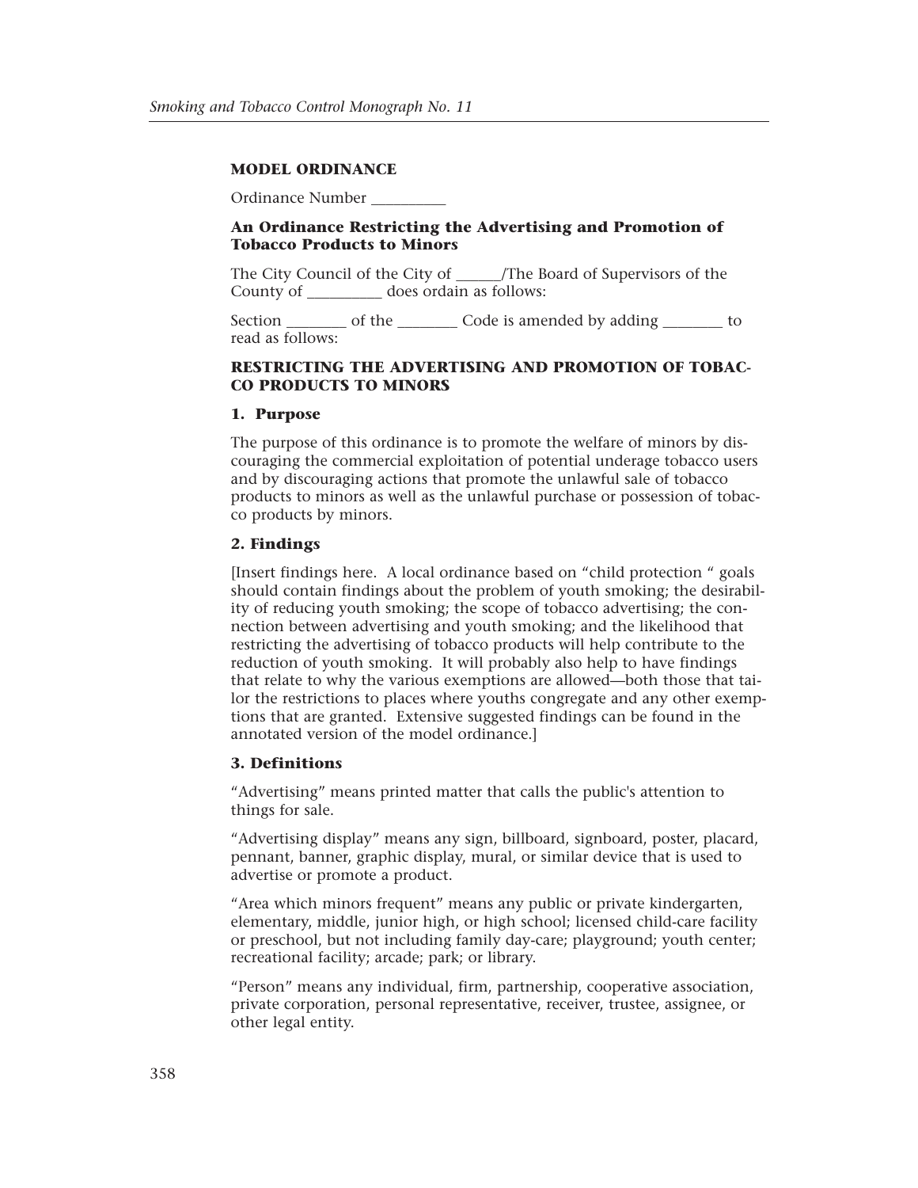**MODEL ORDINANCE**

Ordinance Number __________

**An Ordinance Restricting the Advertising and Promotion of Tobacco Products to Minors**

The City Council of the City of ______/The Board of Supervisors of the County of __________ does ordain as follows:

Section ________ of the ________ Code is amended by adding ________ to read as follows:

**RESTRICTING THE ADVERTISING AND PROMOTION OF TOBACCO PRODUCTS TO MINORS**

**1. Purpose**

The purpose of this ordinance is to promote the welfare of minors by discouraging the commercial exploitation of potential underage tobacco users and by discouraging actions that promote the unlawful sale of tobacco products to minors as well as the unlawful purchase or possession of tobacco products by minors.

**2. Findings**

[Insert findings here. A local ordinance based on "child protection " goals should contain findings about the problem of youth smoking; the desirability of reducing youth smoking; the scope of tobacco advertising; the connection between advertising and youth smoking; and the likelihood that restricting the advertising of tobacco products will help contribute to the reduction of youth smoking. It will probably also help to have findings that relate to why the various exemptions are allowed—both those that tailor the restrictions to places where youths congregate and any other exemptions that are granted. Extensive suggested findings can be found in the annotated version of the model ordinance.]

**3. Definitions**

"Advertising" means printed matter that calls the public's attention to things for sale.

"Advertising display" means any sign, billboard, signboard, poster, placard, pennant, banner, graphic display, mural, or similar device that is used to advertise or promote a product.

"Area which minors frequent" means any public or private kindergarten, elementary, middle, junior high, or high school; licensed child-care facility or preschool, but not including family day-care; playground; youth center; recreational facility; arcade; park; or library.

"Person" means any individual, firm, partnership, cooperative association, private corporation, personal representative, receiver, trustee, assignee, or other legal entity.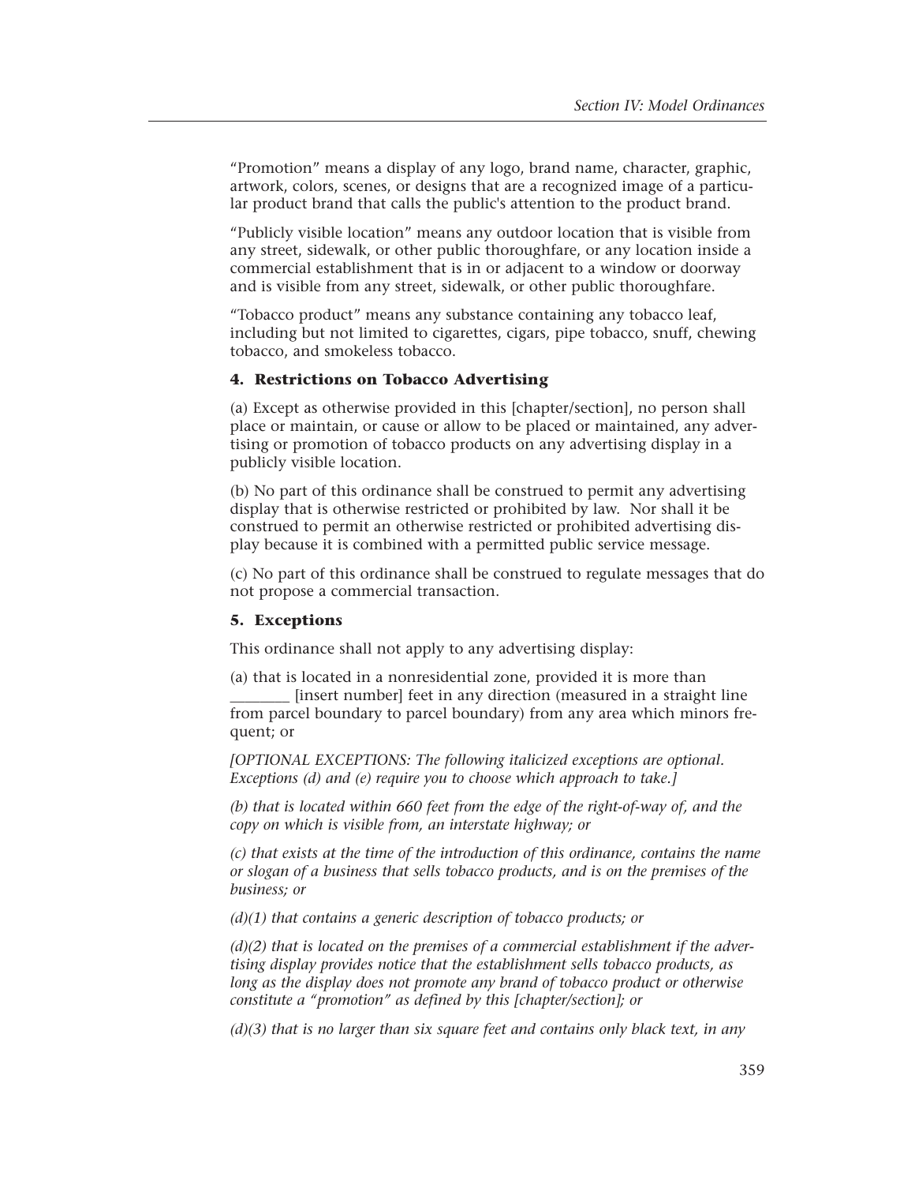"Promotion" means a display of any logo, brand name, character, graphic, artwork, colors, scenes, or designs that are a recognized image of a particular product brand that calls the public's attention to the product brand.

"Publicly visible location" means any outdoor location that is visible from any street, sidewalk, or other public thoroughfare, or any location inside a commercial establishment that is in or adjacent to a window or doorway and is visible from any street, sidewalk, or other public thoroughfare.

"Tobacco product" means any substance containing any tobacco leaf, including but not limited to cigarettes, cigars, pipe tobacco, snuff, chewing tobacco, and smokeless tobacco.

### 4. Restrictions on Tobacco Advertising

(a) Except as otherwise provided in this [chapter/section], no person shall place or maintain, or cause or allow to be placed or maintained, any advertising or promotion of tobacco products on any advertising display in a publicly visible location.

(b) No part of this ordinance shall be construed to permit any advertising display that is otherwise restricted or prohibited by law. Nor shall it be construed to permit an otherwise restricted or prohibited advertising display because it is combined with a permitted public service message.

(c) No part of this ordinance shall be construed to regulate messages that do not propose a commercial transaction.

### 5. Exceptions

This ordinance shall not apply to any advertising display:

(a) that is located in a nonresidential zone, provided it is more than ________ [insert number] feet in any direction (measured in a straight line from parcel boundary to parcel boundary) from any area which minors frequent; or

*[OPTIONAL EXCEPTIONS: The following italicized exceptions are optional. Exceptions (d) and (e) require you to choose which approach to take.]*

*(b) that is located within 660 feet from the edge of the right-of-way of, and the copy on which is visible from, an interstate highway; or*

*(c) that exists at the time of the introduction of this ordinance, contains the name or slogan of a business that sells tobacco products, and is on the premises of the business; or*

*(d)(1) that contains a generic description of tobacco products; or*

*(d)(2) that is located on the premises of a commercial establishment if the advertising display provides notice that the establishment sells tobacco products, as long as the display does not promote any brand of tobacco product or otherwise constitute a "promotion" as defined by this [chapter/section]; or*

*(d)(3) that is no larger than six square feet and contains only black text, in any*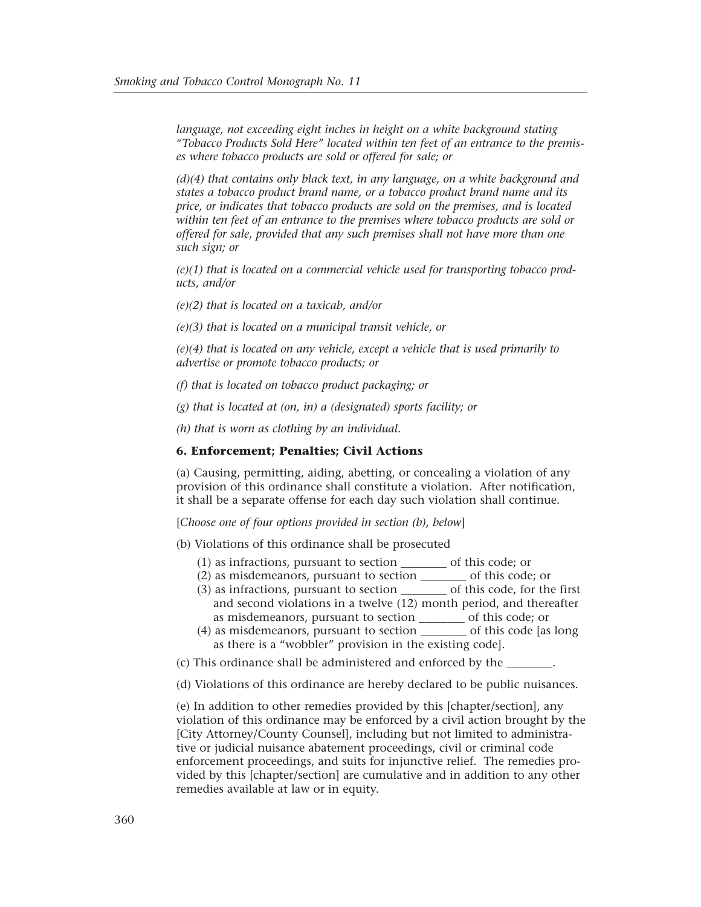*language, not exceeding eight inches in height on a white background stating "Tobacco Products Sold Here" located within ten feet of an entrance to the premises where tobacco products are sold or offered for sale; or*

*(d)(4) that contains only black text, in any language, on a white background and states a tobacco product brand name, or a tobacco product brand name and its price, or indicates that tobacco products are sold on the premises, and is located within ten feet of an entrance to the premises where tobacco products are sold or offered for sale, provided that any such premises shall not have more than one such sign; or*

*(e)(1) that is located on a commercial vehicle used for transporting tobacco products, and/or*

*(e)(2) that is located on a taxicab, and/or*

*(e)(3) that is located on a municipal transit vehicle, or*

*(e)(4) that is located on any vehicle, except a vehicle that is used primarily to advertise or promote tobacco products; or*

*(f) that is located on tobacco product packaging; or*

*(g) that is located at (on, in) a (designated) sports facility; or*

*(h) that is worn as clothing by an individual.*

### 6. Enforcement; Penalties; Civil Actions

(a) Causing, permitting, aiding, abetting, or concealing a violation of any provision of this ordinance shall constitute a violation. After notification, it shall be a separate offense for each day such violation shall continue.

[*Choose one of four options provided in section (b), below*]

(b) Violations of this ordinance shall be prosecuted

(1) as infractions, pursuant to section ________ of this code; or
(2) as misdemeanors, pursuant to section ________ of this code; or
(3) as infractions, pursuant to section ________ of this code, for the first and second violations in a twelve (12) month period, and thereafter as misdemeanors, pursuant to section ________ of this code; or
(4) as misdemeanors, pursuant to section ________ of this code [as long as there is a "wobbler" provision in the existing code].

(c) This ordinance shall be administered and enforced by the ________.

(d) Violations of this ordinance are hereby declared to be public nuisances.

(e) In addition to other remedies provided by this [chapter/section], any violation of this ordinance may be enforced by a civil action brought by the [City Attorney/County Counsel], including but not limited to administrative or judicial nuisance abatement proceedings, civil or criminal code enforcement proceedings, and suits for injunctive relief. The remedies provided by this [chapter/section] are cumulative and in addition to any other remedies available at law or in equity.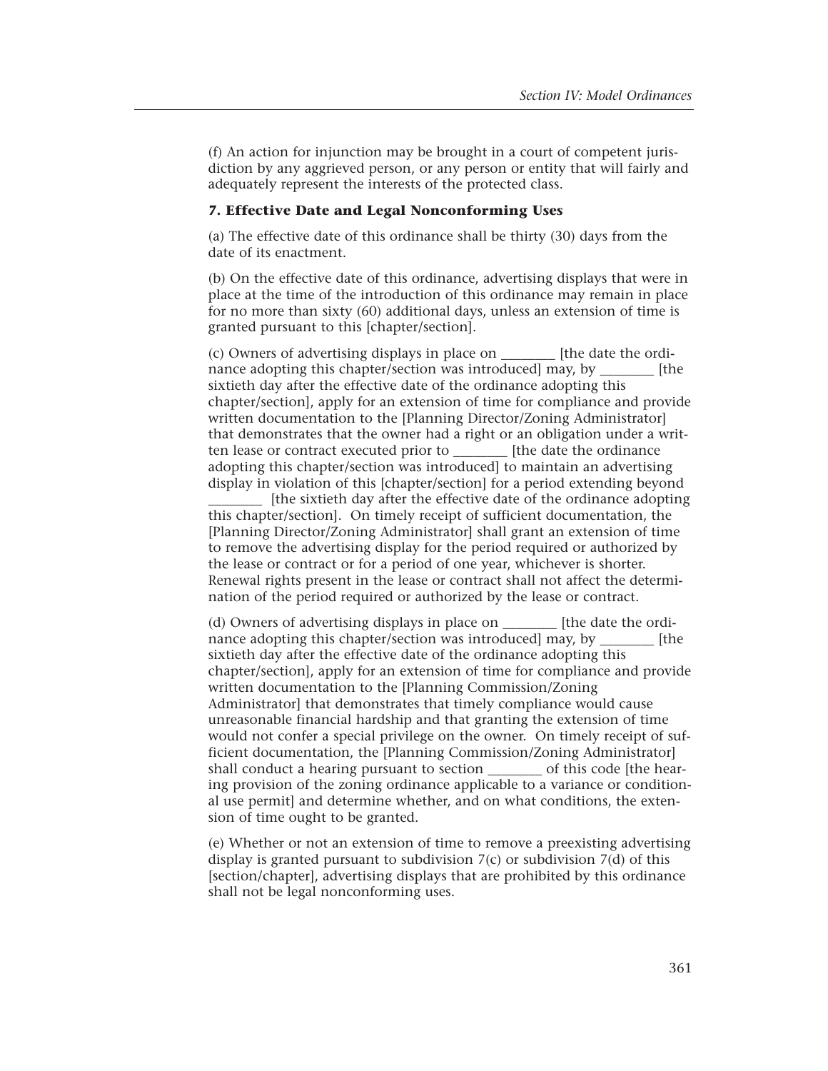(f) An action for injunction may be brought in a court of competent jurisdiction by any aggrieved person, or any person or entity that will fairly and adequately represent the interests of the protected class.

### 7. Effective Date and Legal Nonconforming Uses

(a) The effective date of this ordinance shall be thirty (30) days from the date of its enactment.

(b) On the effective date of this ordinance, advertising displays that were in place at the time of the introduction of this ordinance may remain in place for no more than sixty (60) additional days, unless an extension of time is granted pursuant to this [chapter/section].

(c) Owners of advertising displays in place on ________ [the date the ordinance adopting this chapter/section was introduced] may, by ________ [the sixtieth day after the effective date of the ordinance adopting this chapter/section], apply for an extension of time for compliance and provide written documentation to the [Planning Director/Zoning Administrator] that demonstrates that the owner had a right or an obligation under a written lease or contract executed prior to ________ [the date the ordinance adopting this chapter/section was introduced] to maintain an advertising display in violation of this [chapter/section] for a period extending beyond ________ [the sixtieth day after the effective date of the ordinance adopting this chapter/section]. On timely receipt of sufficient documentation, the [Planning Director/Zoning Administrator] shall grant an extension of time to remove the advertising display for the period required or authorized by the lease or contract or for a period of one year, whichever is shorter. Renewal rights present in the lease or contract shall not affect the determination of the period required or authorized by the lease or contract.

(d) Owners of advertising displays in place on ________ [the date the ordinance adopting this chapter/section was introduced] may, by ________ [the sixtieth day after the effective date of the ordinance adopting this chapter/section], apply for an extension of time for compliance and provide written documentation to the [Planning Commission/Zoning Administrator] that demonstrates that timely compliance would cause unreasonable financial hardship and that granting the extension of time would not confer a special privilege on the owner. On timely receipt of sufficient documentation, the [Planning Commission/Zoning Administrator] shall conduct a hearing pursuant to section ________ of this code [the hearing provision of the zoning ordinance applicable to a variance or conditional use permit] and determine whether, and on what conditions, the extension of time ought to be granted.

(e) Whether or not an extension of time to remove a preexisting advertising display is granted pursuant to subdivision 7(c) or subdivision 7(d) of this [section/chapter], advertising displays that are prohibited by this ordinance shall not be legal nonconforming uses.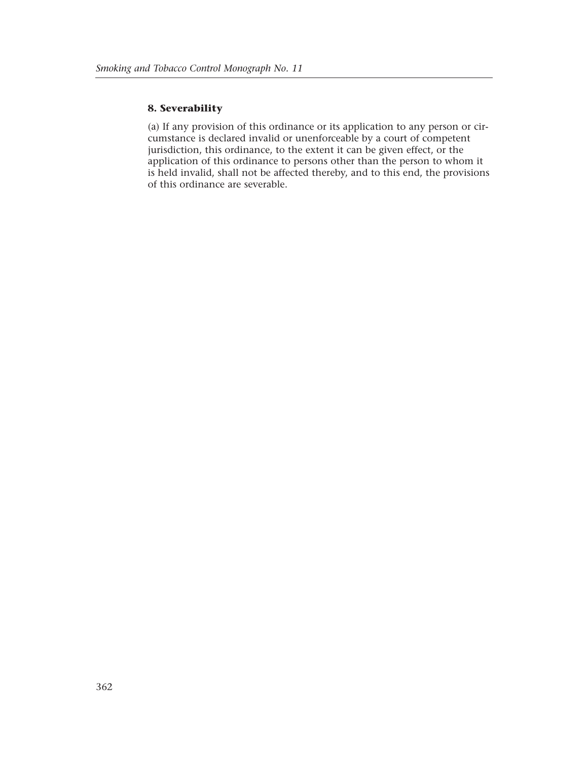### 8. Severability

(a) If any provision of this ordinance or its application to any person or circumstance is declared invalid or unenforceable by a court of competent jurisdiction, this ordinance, to the extent it can be given effect, or the application of this ordinance to persons other than the person to whom it is held invalid, shall not be affected thereby, and to this end, the provisions of this ordinance are severable.